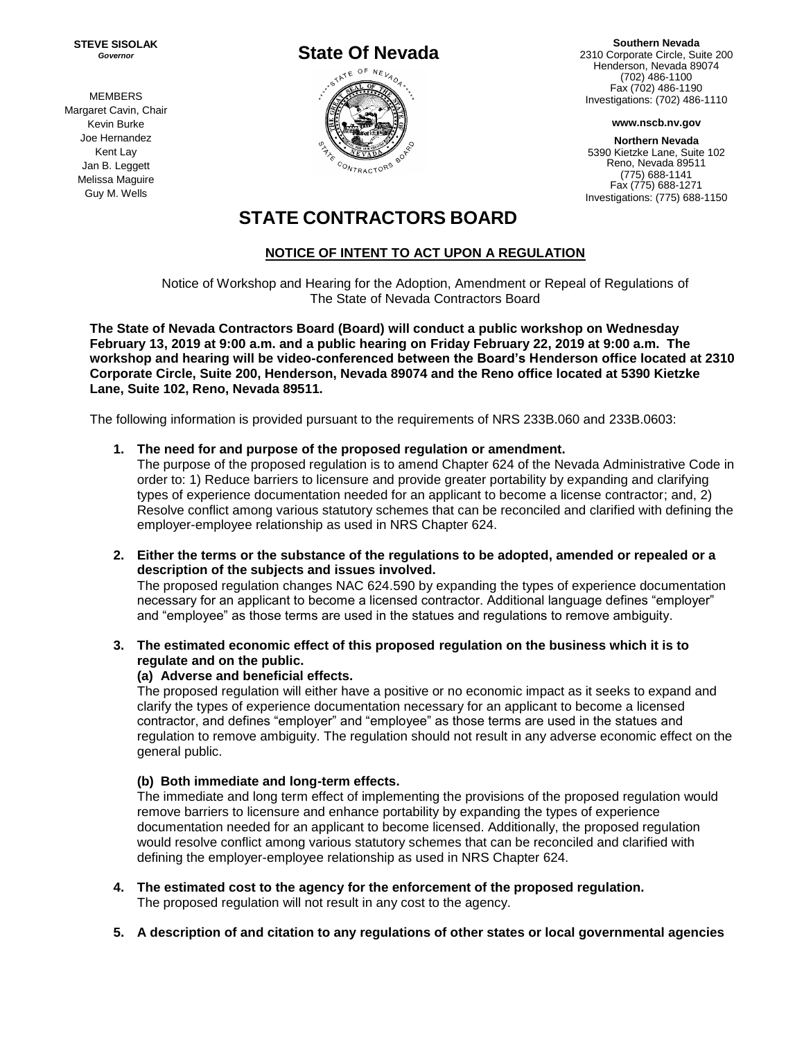**STEVE SISOLAK**
*Governor*

MEMBERS
Margaret Cavin, Chair
Kevin Burke
Joe Hernandez
Kent Lay
Jan B. Leggett
Melissa Maguire
Guy M. Wells

# State Of Nevada

**Southern Nevada**
2310 Corporate Circle, Suite 200
Henderson, Nevada 89074
(702) 486-1100
Fax (702) 486-1190
Investigations: (702) 486-1110

**www.nscb.nv.gov**

**Northern Nevada**
5390 Kietzke Lane, Suite 102
Reno, Nevada 89511
(775) 688-1141
Fax (775) 688-1271
Investigations: (775) 688-1150

# STATE CONTRACTORS BOARD

## NOTICE OF INTENT TO ACT UPON A REGULATION

Notice of Workshop and Hearing for the Adoption, Amendment or Repeal of Regulations of The State of Nevada Contractors Board

**The State of Nevada Contractors Board (Board) will conduct a public workshop on Wednesday February 13, 2019 at 9:00 a.m. and a public hearing on Friday February 22, 2019 at 9:00 a.m. The workshop and hearing will be video-conferenced between the Board's Henderson office located at 2310 Corporate Circle, Suite 200, Henderson, Nevada 89074 and the Reno office located at 5390 Kietzke Lane, Suite 102, Reno, Nevada 89511.**

The following information is provided pursuant to the requirements of NRS 233B.060 and 233B.0603:

1. **The need for and purpose of the proposed regulation or amendment.**
   The purpose of the proposed regulation is to amend Chapter 624 of the Nevada Administrative Code in order to: 1) Reduce barriers to licensure and provide greater portability by expanding and clarifying types of experience documentation needed for an applicant to become a license contractor; and, 2) Resolve conflict among various statutory schemes that can be reconciled and clarified with defining the employer-employee relationship as used in NRS Chapter 624.

2. **Either the terms or the substance of the regulations to be adopted, amended or repealed or a description of the subjects and issues involved.**
   The proposed regulation changes NAC 624.590 by expanding the types of experience documentation necessary for an applicant to become a licensed contractor. Additional language defines "employer" and "employee" as those terms are used in the statues and regulations to remove ambiguity.

3. **The estimated economic effect of this proposed regulation on the business which it is to regulate and on the public.**
   **(a) Adverse and beneficial effects.**
   The proposed regulation will either have a positive or no economic impact as it seeks to expand and clarify the types of experience documentation necessary for an applicant to become a licensed contractor, and defines "employer" and "employee" as those terms are used in the statues and regulation to remove ambiguity. The regulation should not result in any adverse economic effect on the general public.

   **(b) Both immediate and long-term effects.**
   The immediate and long term effect of implementing the provisions of the proposed regulation would remove barriers to licensure and enhance portability by expanding the types of experience documentation needed for an applicant to become licensed. Additionally, the proposed regulation would resolve conflict among various statutory schemes that can be reconciled and clarified with defining the employer-employee relationship as used in NRS Chapter 624.

4. **The estimated cost to the agency for the enforcement of the proposed regulation.**
   The proposed regulation will not result in any cost to the agency.

5. **A description of and citation to any regulations of other states or local governmental agencies**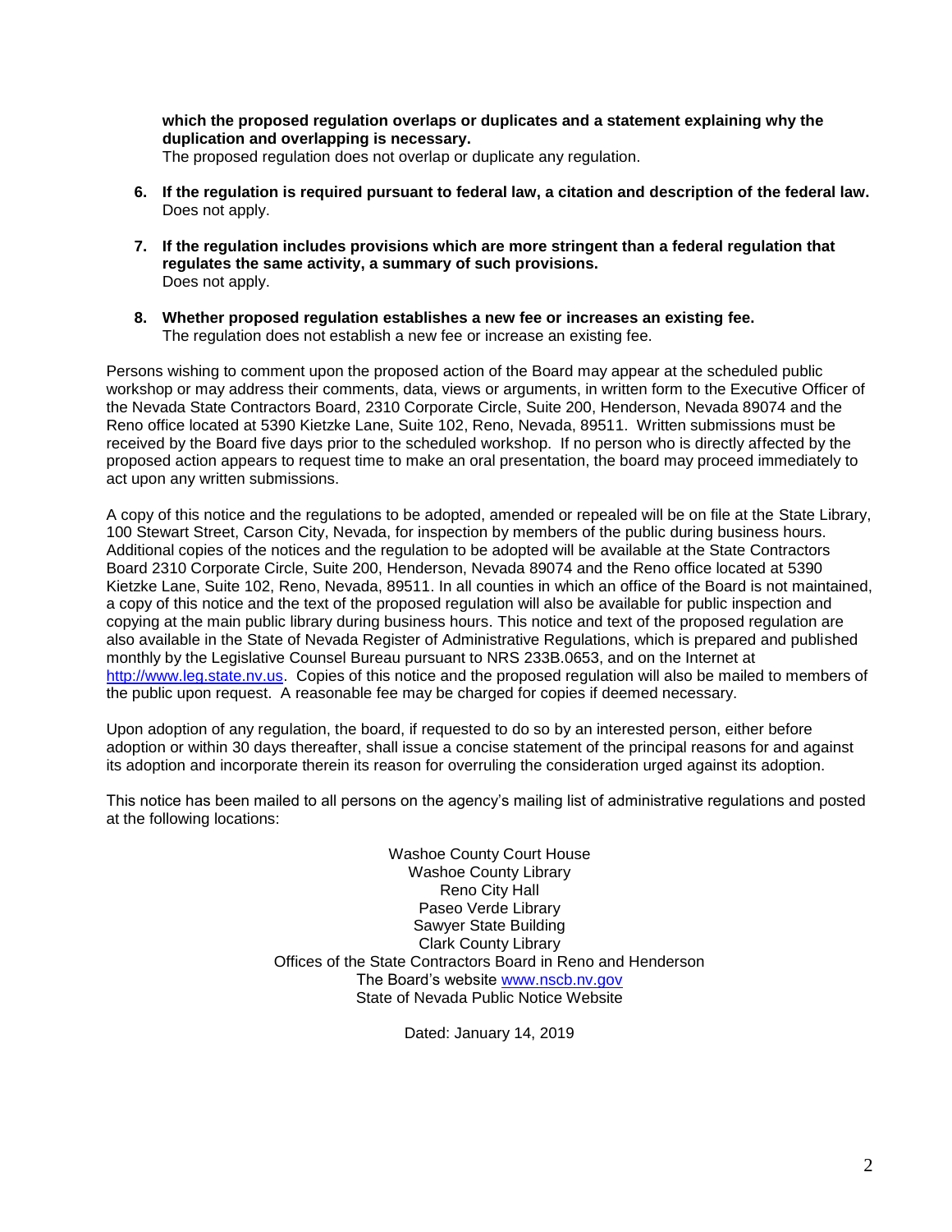**which the proposed regulation overlaps or duplicates and a statement explaining why the duplication and overlapping is necessary.**
The proposed regulation does not overlap or duplicate any regulation.

6. **If the regulation is required pursuant to federal law, a citation and description of the federal law.**
   Does not apply.

7. **If the regulation includes provisions which are more stringent than a federal regulation that regulates the same activity, a summary of such provisions.**
   Does not apply.

8. **Whether proposed regulation establishes a new fee or increases an existing fee.**
   The regulation does not establish a new fee or increase an existing fee.

Persons wishing to comment upon the proposed action of the Board may appear at the scheduled public workshop or may address their comments, data, views or arguments, in written form to the Executive Officer of the Nevada State Contractors Board, 2310 Corporate Circle, Suite 200, Henderson, Nevada 89074 and the Reno office located at 5390 Kietzke Lane, Suite 102, Reno, Nevada, 89511. Written submissions must be received by the Board five days prior to the scheduled workshop. If no person who is directly affected by the proposed action appears to request time to make an oral presentation, the board may proceed immediately to act upon any written submissions.

A copy of this notice and the regulations to be adopted, amended or repealed will be on file at the State Library, 100 Stewart Street, Carson City, Nevada, for inspection by members of the public during business hours. Additional copies of the notices and the regulation to be adopted will be available at the State Contractors Board 2310 Corporate Circle, Suite 200, Henderson, Nevada 89074 and the Reno office located at 5390 Kietzke Lane, Suite 102, Reno, Nevada, 89511. In all counties in which an office of the Board is not maintained, a copy of this notice and the text of the proposed regulation will also be available for public inspection and copying at the main public library during business hours. This notice and text of the proposed regulation are also available in the State of Nevada Register of Administrative Regulations, which is prepared and published monthly by the Legislative Counsel Bureau pursuant to NRS 233B.0653, and on the Internet at http://www.leg.state.nv.us. Copies of this notice and the proposed regulation will also be mailed to members of the public upon request. A reasonable fee may be charged for copies if deemed necessary.

Upon adoption of any regulation, the board, if requested to do so by an interested person, either before adoption or within 30 days thereafter, shall issue a concise statement of the principal reasons for and against its adoption and incorporate therein its reason for overruling the consideration urged against its adoption.

This notice has been mailed to all persons on the agency's mailing list of administrative regulations and posted at the following locations:

Washoe County Court House
Washoe County Library
Reno City Hall
Paseo Verde Library
Sawyer State Building
Clark County Library
Offices of the State Contractors Board in Reno and Henderson
The Board's website www.nscb.nv.gov
State of Nevada Public Notice Website

Dated: January 14, 2019